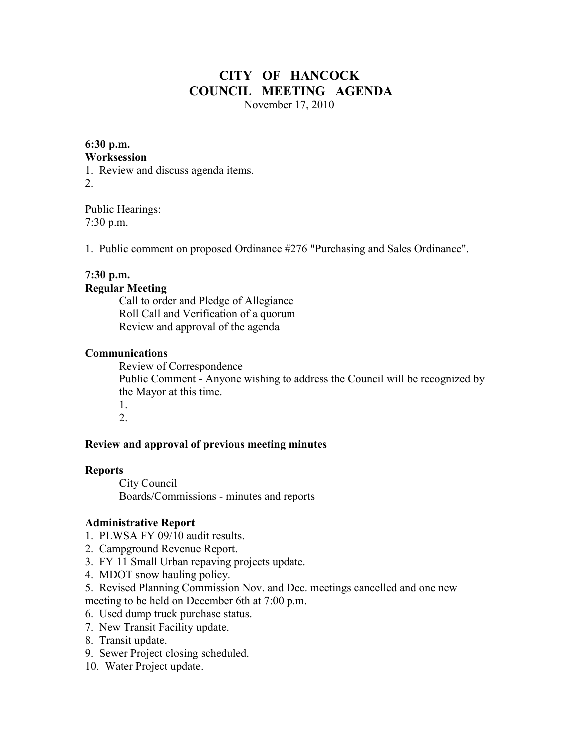# CITY OF HANCOCK
## COUNCIL MEETING AGENDA

November 17, 2010

**6:30 p.m.**
**Worksession**

1. Review and discuss agenda items.
2.

Public Hearings:
7:30 p.m.

1. Public comment on proposed Ordinance #276 "Purchasing and Sales Ordinance".

**7:30 p.m.**
**Regular Meeting**

Call to order and Pledge of Allegiance
Roll Call and Verification of a quorum
Review and approval of the agenda

**Communications**

Review of Correspondence
Public Comment - Anyone wishing to address the Council will be recognized by the Mayor at this time.
1.
2.

**Review and approval of previous meeting minutes**

**Reports**

City Council
Boards/Commissions - minutes and reports

**Administrative Report**

1. PLWSA FY 09/10 audit results.
2. Campground Revenue Report.
3. FY 11 Small Urban repaving projects update.
4. MDOT snow hauling policy.
5. Revised Planning Commission Nov. and Dec. meetings cancelled and one new meeting to be held on December 6th at 7:00 p.m.
6. Used dump truck purchase status.
7. New Transit Facility update.
8. Transit update.
9. Sewer Project closing scheduled.
10. Water Project update.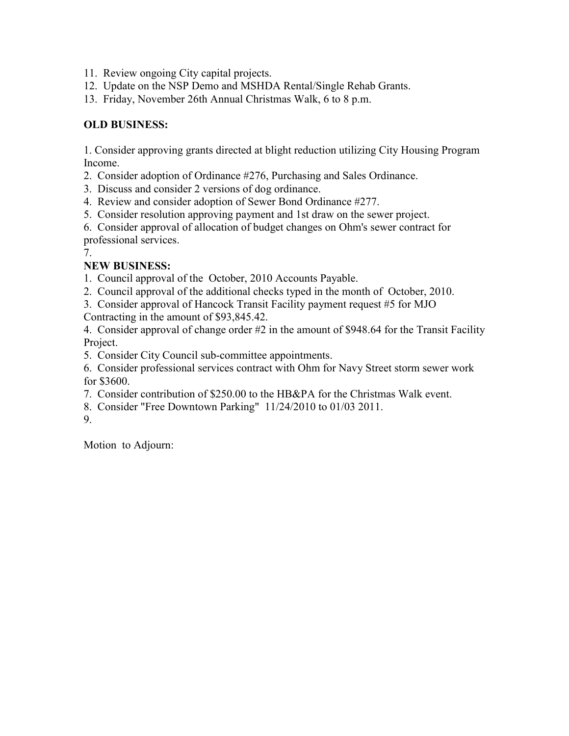11. Review ongoing City capital projects.
12. Update on the NSP Demo and MSHDA Rental/Single Rehab Grants.
13. Friday, November 26th Annual Christmas Walk, 6 to 8 p.m.

**OLD BUSINESS:**

1. Consider approving grants directed at blight reduction utilizing City Housing Program Income.
2. Consider adoption of Ordinance #276, Purchasing and Sales Ordinance.
3. Discuss and consider 2 versions of dog ordinance.
4. Review and consider adoption of Sewer Bond Ordinance #277.
5. Consider resolution approving payment and 1st draw on the sewer project.
6. Consider approval of allocation of budget changes on Ohm's sewer contract for professional services.
7.

**NEW BUSINESS:**

1. Council approval of the October, 2010 Accounts Payable.
2. Council approval of the additional checks typed in the month of October, 2010.
3. Consider approval of Hancock Transit Facility payment request #5 for MJO Contracting in the amount of $93,845.42.
4. Consider approval of change order #2 in the amount of $948.64 for the Transit Facility Project.
5. Consider City Council sub-committee appointments.
6. Consider professional services contract with Ohm for Navy Street storm sewer work for $3600.
7. Consider contribution of $250.00 to the HB&PA for the Christmas Walk event.
8. Consider "Free Downtown Parking" 11/24/2010 to 01/03 2011.
9.

Motion to Adjourn: